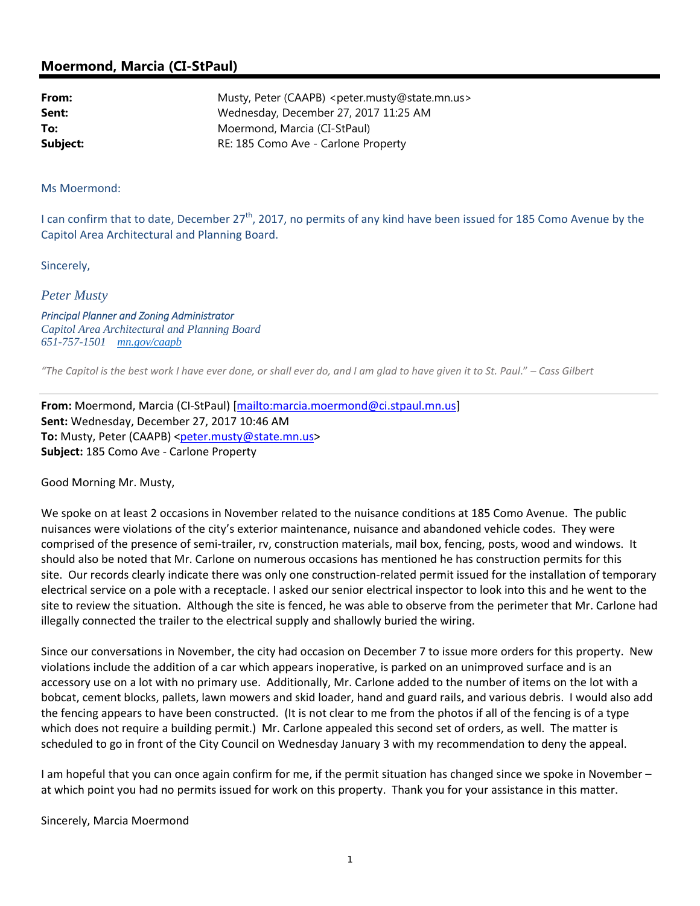## Moermond, Marcia (CI-StPaul)

**From:** Musty, Peter (CAAPB) <peter.musty@state.mn.us>
**Sent:** Wednesday, December 27, 2017 11:25 AM
**To:** Moermond, Marcia (CI-StPaul)
**Subject:** RE: 185 Como Ave - Carlone Property

Ms Moermond:

I can confirm that to date, December 27th, 2017, no permits of any kind have been issued for 185 Como Avenue by the Capitol Area Architectural and Planning Board.

Sincerely,

*Peter Musty*

*Principal Planner and Zoning Administrator*
*Capitol Area Architectural and Planning Board*
*651-757-1501 mn.gov/caapb*

*"The Capitol is the best work I have ever done, or shall ever do, and I am glad to have given it to St. Paul." – Cass Gilbert*

---

**From:** Moermond, Marcia (CI-StPaul) [mailto:marcia.moermond@ci.stpaul.mn.us]
**Sent:** Wednesday, December 27, 2017 10:46 AM
**To:** Musty, Peter (CAAPB) <peter.musty@state.mn.us>
**Subject:** 185 Como Ave - Carlone Property

Good Morning Mr. Musty,

We spoke on at least 2 occasions in November related to the nuisance conditions at 185 Como Avenue. The public nuisances were violations of the city's exterior maintenance, nuisance and abandoned vehicle codes. They were comprised of the presence of semi-trailer, rv, construction materials, mail box, fencing, posts, wood and windows. It should also be noted that Mr. Carlone on numerous occasions has mentioned he has construction permits for this site. Our records clearly indicate there was only one construction-related permit issued for the installation of temporary electrical service on a pole with a receptacle. I asked our senior electrical inspector to look into this and he went to the site to review the situation. Although the site is fenced, he was able to observe from the perimeter that Mr. Carlone had illegally connected the trailer to the electrical supply and shallowly buried the wiring.

Since our conversations in November, the city had occasion on December 7 to issue more orders for this property. New violations include the addition of a car which appears inoperative, is parked on an unimproved surface and is an accessory use on a lot with no primary use. Additionally, Mr. Carlone added to the number of items on the lot with a bobcat, cement blocks, pallets, lawn mowers and skid loader, hand and guard rails, and various debris. I would also add the fencing appears to have been constructed. (It is not clear to me from the photos if all of the fencing is of a type which does not require a building permit.) Mr. Carlone appealed this second set of orders, as well. The matter is scheduled to go in front of the City Council on Wednesday January 3 with my recommendation to deny the appeal.

I am hopeful that you can once again confirm for me, if the permit situation has changed since we spoke in November – at which point you had no permits issued for work on this property. Thank you for your assistance in this matter.

Sincerely, Marcia Moermond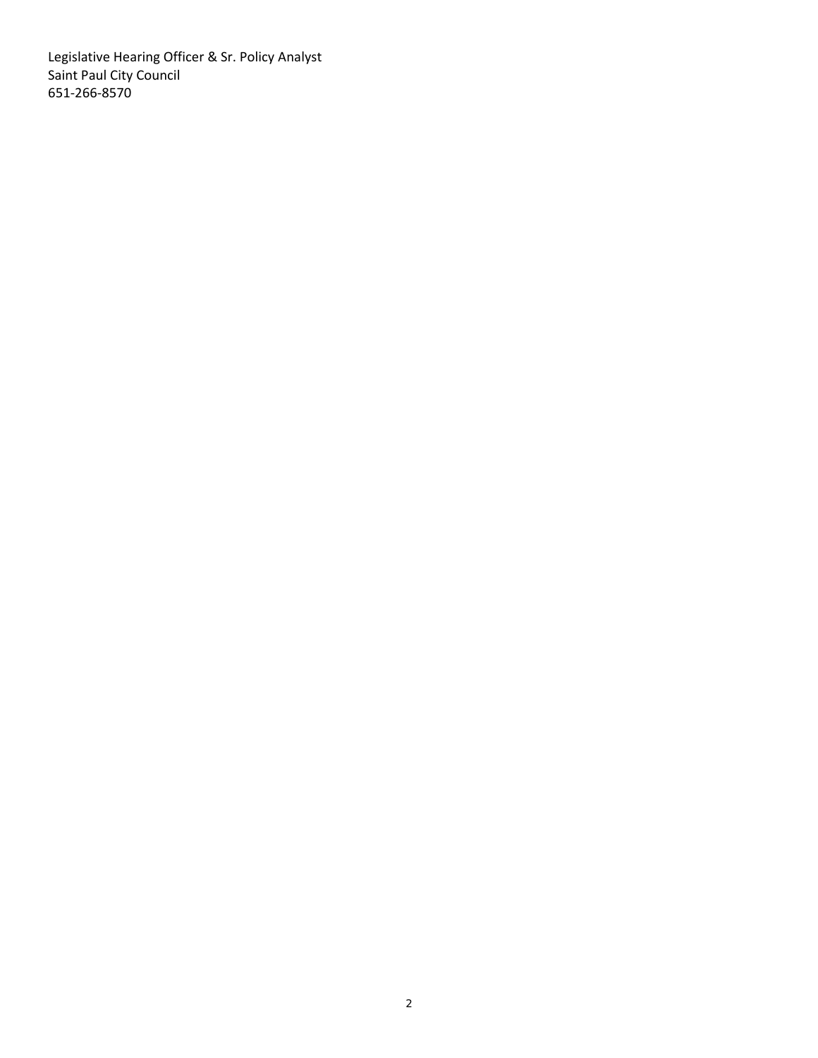Legislative Hearing Officer & Sr. Policy Analyst
Saint Paul City Council
651-266-8570